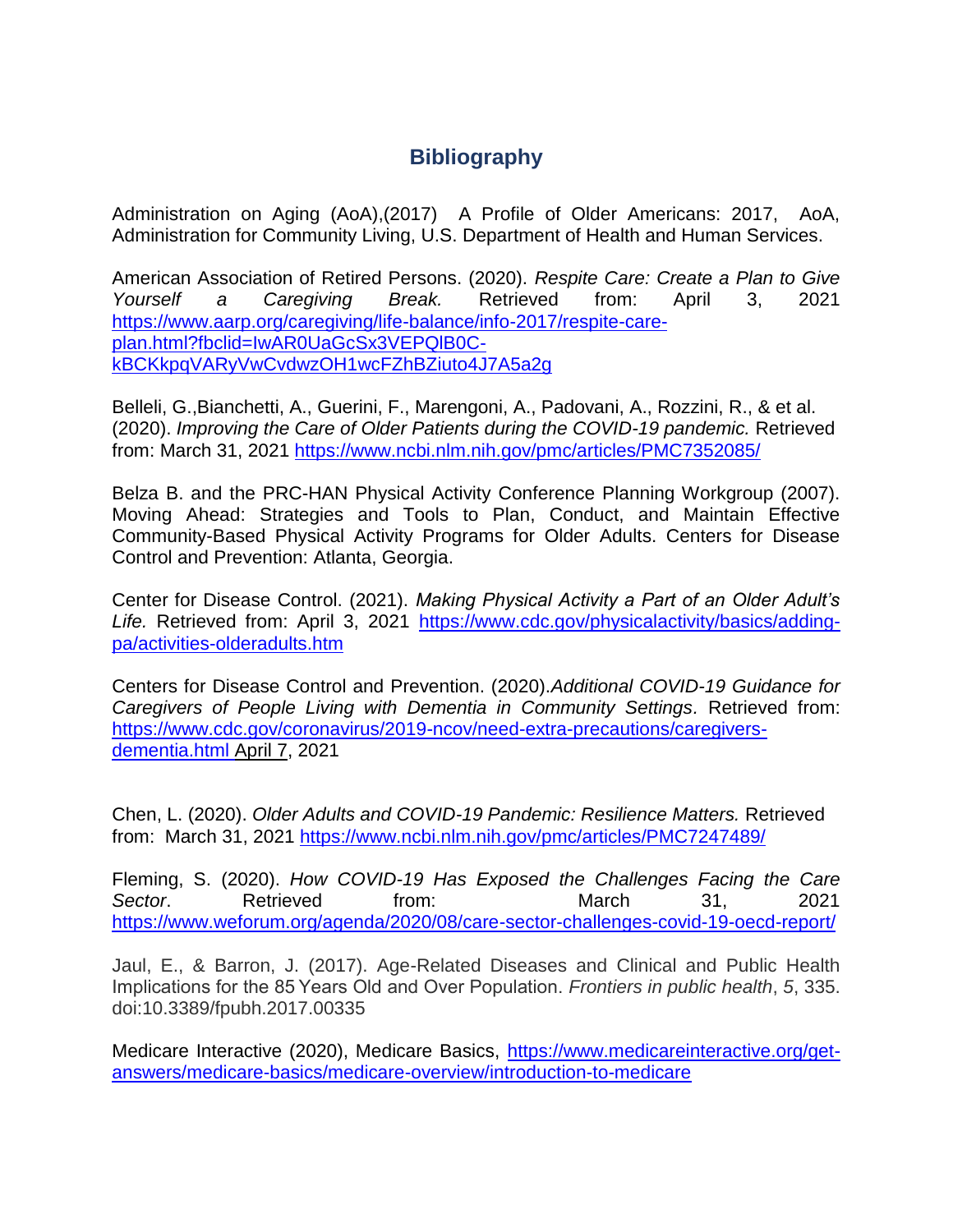## Bibliography

Administration on Aging (AoA),(2017) A Profile of Older Americans: 2017, AoA, Administration for Community Living, U.S. Department of Health and Human Services.

American Association of Retired Persons. (2020). *Respite Care: Create a Plan to Give Yourself a Caregiving Break.* Retrieved from: April 3, 2021 https://www.aarp.org/caregiving/life-balance/info-2017/respite-care-plan.html?fbclid=IwAR0UaGcSx3VEPQlB0C-kBCKkpqVARyVwCvdwzOH1wcFZhBZiuto4J7A5a2g

Belleli, G.,Bianchetti, A., Guerini, F., Marengoni, A., Padovani, A., Rozzini, R., & et al. (2020). *Improving the Care of Older Patients during the COVID-19 pandemic.* Retrieved from: March 31, 2021 https://www.ncbi.nlm.nih.gov/pmc/articles/PMC7352085/

Belza B. and the PRC-HAN Physical Activity Conference Planning Workgroup (2007). Moving Ahead: Strategies and Tools to Plan, Conduct, and Maintain Effective Community-Based Physical Activity Programs for Older Adults. Centers for Disease Control and Prevention: Atlanta, Georgia.

Center for Disease Control. (2021). *Making Physical Activity a Part of an Older Adult's Life.* Retrieved from: April 3, 2021 https://www.cdc.gov/physicalactivity/basics/adding-pa/activities-olderadults.htm

Centers for Disease Control and Prevention. (2020).*Additional COVID-19 Guidance for Caregivers of People Living with Dementia in Community Settings*. Retrieved from: https://www.cdc.gov/coronavirus/2019-ncov/need-extra-precautions/caregivers-dementia.html April 7, 2021

Chen, L. (2020). *Older Adults and COVID-19 Pandemic: Resilience Matters.* Retrieved from: March 31, 2021 https://www.ncbi.nlm.nih.gov/pmc/articles/PMC7247489/

Fleming, S. (2020). *How COVID-19 Has Exposed the Challenges Facing the Care Sector*. Retrieved from: March 31, 2021 https://www.weforum.org/agenda/2020/08/care-sector-challenges-covid-19-oecd-report/

Jaul, E., & Barron, J. (2017). Age-Related Diseases and Clinical and Public Health Implications for the 85 Years Old and Over Population. *Frontiers in public health*, *5*, 335. doi:10.3389/fpubh.2017.00335

Medicare Interactive (2020), Medicare Basics, https://www.medicareinteractive.org/get-answers/medicare-basics/medicare-overview/introduction-to-medicare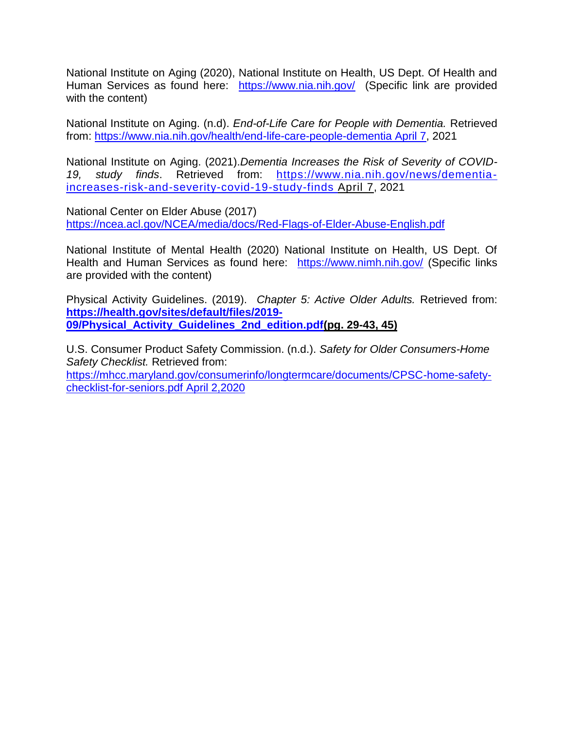National Institute on Aging (2020), National Institute on Health, US Dept. Of Health and Human Services as found here: https://www.nia.nih.gov/ (Specific link are provided with the content)

National Institute on Aging. (n.d). *End-of-Life Care for People with Dementia.* Retrieved from: https://www.nia.nih.gov/health/end-life-care-people-dementia April 7, 2021

National Institute on Aging. (2021).*Dementia Increases the Risk of Severity of COVID-19, study finds*. Retrieved from: https://www.nia.nih.gov/news/dementia-increases-risk-and-severity-covid-19-study-finds April 7, 2021

National Center on Elder Abuse (2017) https://ncea.acl.gov/NCEA/media/docs/Red-Flags-of-Elder-Abuse-English.pdf

National Institute of Mental Health (2020) National Institute on Health, US Dept. Of Health and Human Services as found here: https://www.nimh.nih.gov/ (Specific links are provided with the content)

Physical Activity Guidelines. (2019). *Chapter 5: Active Older Adults.* Retrieved from: **https://health.gov/sites/default/files/2019-09/Physical_Activity_Guidelines_2nd_edition.pdf(pg. 29-43, 45)**

U.S. Consumer Product Safety Commission. (n.d.). *Safety for Older Consumers-Home Safety Checklist.* Retrieved from: https://mhcc.maryland.gov/consumerinfo/longtermcare/documents/CPSC-home-safety-checklist-for-seniors.pdf April 2,2020